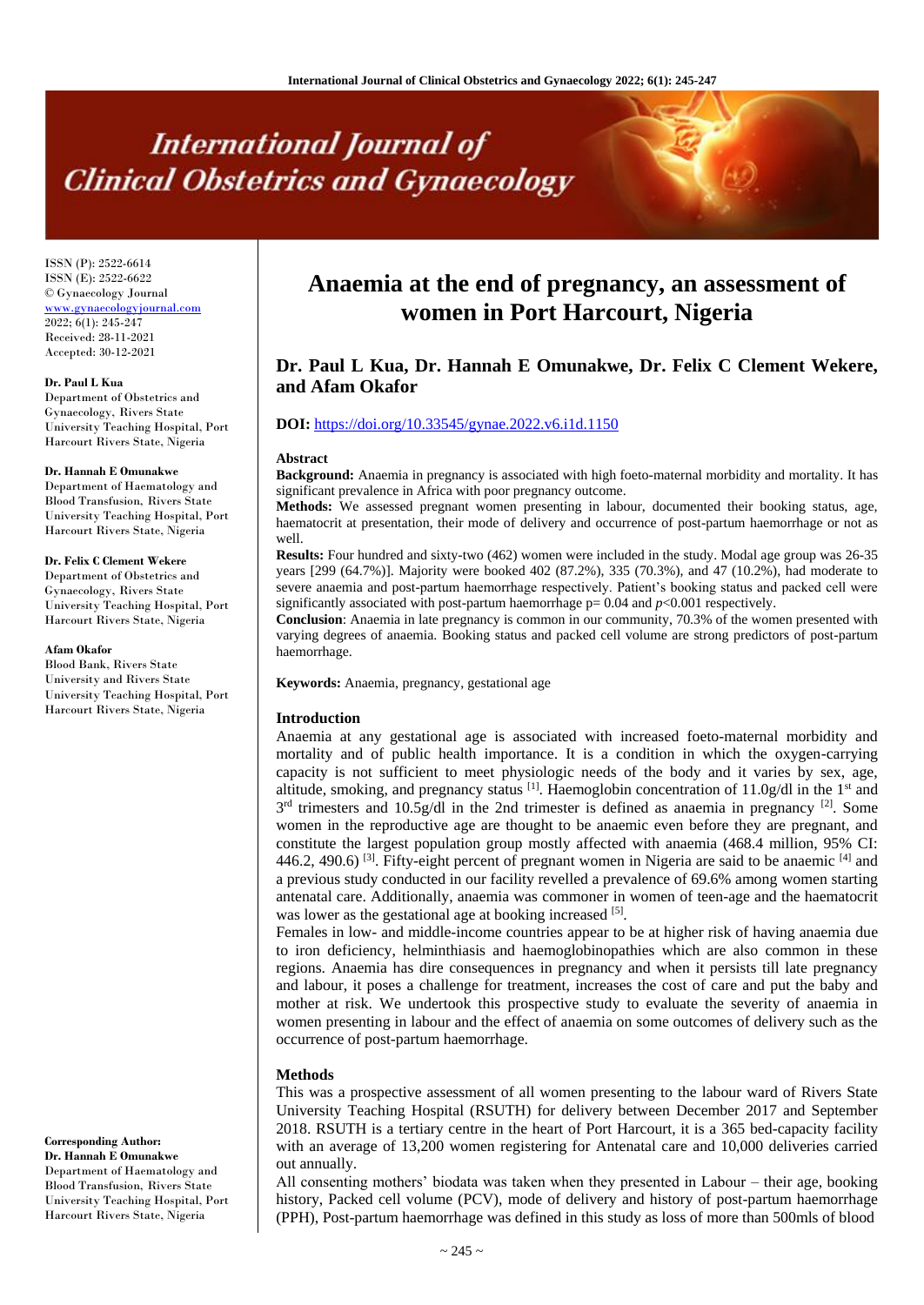# Anaemia at the end of pregnancy, an assessment of women in Port Harcourt, Nigeria

**Dr. Paul L Kua, Dr. Hannah E Omunakwe, Dr. Felix C Clement Wekere, and Afam Okafor**

ISSN (P): 2522-6614
ISSN (E): 2522-6622
© Gynaecology Journal
www.gynaecologyjournal.com
2022; 6(1): 245-247
Received: 28-11-2021
Accepted: 30-12-2021

**Dr. Paul L Kua**
Department of Obstetrics and Gynaecology, Rivers State University Teaching Hospital, Port Harcourt Rivers State, Nigeria

**Dr. Hannah E Omunakwe**
Department of Haematology and Blood Transfusion, Rivers State University Teaching Hospital, Port Harcourt Rivers State, Nigeria

**Dr. Felix C Clement Wekere**
Department of Obstetrics and Gynaecology, Rivers State University Teaching Hospital, Port Harcourt Rivers State, Nigeria

**Afam Okafor**
Blood Bank, Rivers State University and Rivers State University Teaching Hospital, Port Harcourt Rivers State, Nigeria

**Corresponding Author:**
**Dr. Hannah E Omunakwe**
Department of Haematology and Blood Transfusion, Rivers State University Teaching Hospital, Port Harcourt Rivers State, Nigeria

**DOI:** https://doi.org/10.33545/gynae.2022.v6.i1d.1150

## Abstract

**Background:** Anaemia in pregnancy is associated with high foeto-maternal morbidity and mortality. It has significant prevalence in Africa with poor pregnancy outcome.

**Methods:** We assessed pregnant women presenting in labour, documented their booking status, age, haematocrit at presentation, their mode of delivery and occurrence of post-partum haemorrhage or not as well.

**Results:** Four hundred and sixty-two (462) women were included in the study. Modal age group was 26-35 years [299 (64.7%)]. Majority were booked 402 (87.2%), 335 (70.3%), and 47 (10.2%), had moderate to severe anaemia and post-partum haemorrhage respectively. Patient's booking status and packed cell were significantly associated with post-partum haemorrhage p= 0.04 and *p*<0.001 respectively.

**Conclusion**: Anaemia in late pregnancy is common in our community, 70.3% of the women presented with varying degrees of anaemia. Booking status and packed cell volume are strong predictors of post-partum haemorrhage.

**Keywords:** Anaemia, pregnancy, gestational age

## Introduction

Anaemia at any gestational age is associated with increased foeto-maternal morbidity and mortality and of public health importance. It is a condition in which the oxygen-carrying capacity is not sufficient to meet physiologic needs of the body and it varies by sex, age, altitude, smoking, and pregnancy status [1]. Haemoglobin concentration of 11.0g/dl in the 1st and 3rd trimesters and 10.5g/dl in the 2nd trimester is defined as anaemia in pregnancy [2]. Some women in the reproductive age are thought to be anaemic even before they are pregnant, and constitute the largest population group mostly affected with anaemia (468.4 million, 95% CI: 446.2, 490.6) [3]. Fifty-eight percent of pregnant women in Nigeria are said to be anaemic [4] and a previous study conducted in our facility revelled a prevalence of 69.6% among women starting antenatal care. Additionally, anaemia was commoner in women of teen-age and the haematocrit was lower as the gestational age at booking increased [5].

Females in low- and middle-income countries appear to be at higher risk of having anaemia due to iron deficiency, helminthiasis and haemoglobinopathies which are also common in these regions. Anaemia has dire consequences in pregnancy and when it persists till late pregnancy and labour, it poses a challenge for treatment, increases the cost of care and put the baby and mother at risk. We undertook this prospective study to evaluate the severity of anaemia in women presenting in labour and the effect of anaemia on some outcomes of delivery such as the occurrence of post-partum haemorrhage.

## Methods

This was a prospective assessment of all women presenting to the labour ward of Rivers State University Teaching Hospital (RSUTH) for delivery between December 2017 and September 2018. RSUTH is a tertiary centre in the heart of Port Harcourt, it is a 365 bed-capacity facility with an average of 13,200 women registering for Antenatal care and 10,000 deliveries carried out annually.

All consenting mothers' biodata was taken when they presented in Labour – their age, booking history, Packed cell volume (PCV), mode of delivery and history of post-partum haemorrhage (PPH), Post-partum haemorrhage was defined in this study as loss of more than 500mls of blood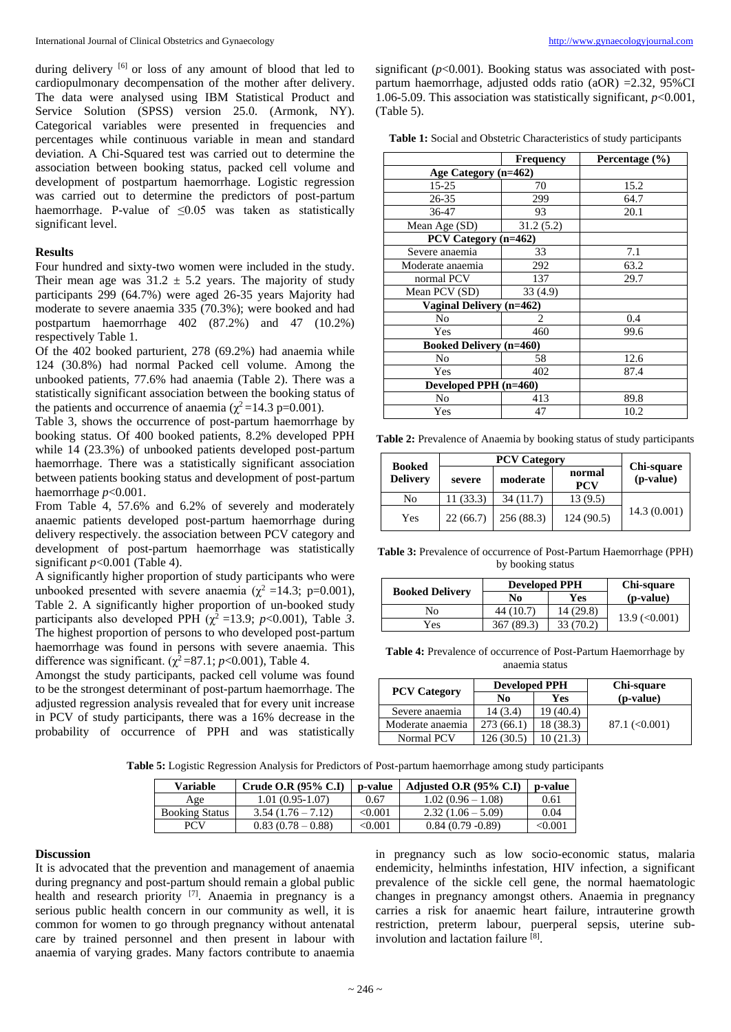during delivery [6] or loss of any amount of blood that led to cardiopulmonary decompensation of the mother after delivery. The data were analysed using IBM Statistical Product and Service Solution (SPSS) version 25.0. (Armonk, NY). Categorical variables were presented in frequencies and percentages while continuous variable in mean and standard deviation. A Chi-Squared test was carried out to determine the association between booking status, packed cell volume and development of postpartum haemorrhage. Logistic regression was carried out to determine the predictors of post-partum haemorrhage. P-value of $\leq 0.05$ was taken as statistically significant level.

## Results

Four hundred and sixty-two women were included in the study. Their mean age was $31.2 \pm 5.2$ years. The majority of study participants 299 (64.7%) were aged 26-35 years Majority had moderate to severe anaemia 335 (70.3%); were booked and had postpartum haemorrhage 402 (87.2%) and 47 (10.2%) respectively Table 1.

Of the 402 booked parturient, 278 (69.2%) had anaemia while 124 (30.8%) had normal Packed cell volume. Among the unbooked patients, 77.6% had anaemia (Table 2). There was a statistically significant association between the booking status of the patients and occurrence of anaemia ($\chi^2$=14.3 p=0.001).

Table 3, shows the occurrence of post-partum haemorrhage by booking status. Of 400 booked patients, 8.2% developed PPH while 14 (23.3%) of unbooked patients developed post-partum haemorrhage. There was a statistically significant association between patients booking status and development of post-partum haemorrhage $p$<0.001.

From Table 4, 57.6% and 6.2% of severely and moderately anaemic patients developed post-partum haemorrhage during delivery respectively. the association between PCV category and development of post-partum haemorrhage was statistically significant $p$<0.001 (Table 4).

A significantly higher proportion of study participants who were unbooked presented with severe anaemia ($\chi^2$ =14.3; p=0.001), Table 2. A significantly higher proportion of un-booked study participants also developed PPH ($\chi^2$ =13.9; $p$<0.001), Table *3*. The highest proportion of persons to who developed post-partum haemorrhage was found in persons with severe anaemia. This difference was significant. ($\chi^2$=87.1; $p$<0.001), Table 4.

Amongst the study participants, packed cell volume was found to be the strongest determinant of post-partum haemorrhage. The adjusted regression analysis revealed that for every unit increase in PCV of study participants, there was a 16% decrease in the probability of occurrence of PPH and was statistically significant ($p$<0.001). Booking status was associated with post-partum haemorrhage, adjusted odds ratio (aOR) =2.32, 95%CI 1.06-5.09. This association was statistically significant, $p$<0.001, (Table 5).

**Table 1:** Social and Obstetric Characteristics of study participants

| | Frequency | Percentage (%) |
|---|---|---|
| **Age Category (n=462)** | | |
| 15-25 | 70 | 15.2 |
| 26-35 | 299 | 64.7 |
| 36-47 | 93 | 20.1 |
| Mean Age (SD) | 31.2 (5.2) | |
| **PCV Category (n=462)** | | |
| Severe anaemia | 33 | 7.1 |
| Moderate anaemia | 292 | 63.2 |
| normal PCV | 137 | 29.7 |
| Mean PCV (SD) | 33 (4.9) | |
| **Vaginal Delivery (n=462)** | | |
| No | 2 | 0.4 |
| Yes | 460 | 99.6 |
| **Booked Delivery (n=460)** | | |
| No | 58 | 12.6 |
| Yes | 402 | 87.4 |
| **Developed PPH (n=460)** | | |
| No | 413 | 89.8 |
| Yes | 47 | 10.2 |

**Table 2:** Prevalence of Anaemia by booking status of study participants

| Booked Delivery | PCV Category | | | Chi-square (p-value) |
|---|---|---|---|---|
| | severe | moderate | normal PCV | |
| No | 11 (33.3) | 34 (11.7) | 13 (9.5) | 14.3 (0.001) |
| Yes | 22 (66.7) | 256 (88.3) | 124 (90.5) | |

**Table 3:** Prevalence of occurrence of Post-Partum Haemorrhage (PPH) by booking status

| Booked Delivery | Developed PPH | | Chi-square (p-value) |
|---|---|---|---|
| | No | Yes | |
| No | 44 (10.7) | 14 (29.8) | 13.9 (<0.001) |
| Yes | 367 (89.3) | 33 (70.2) | |

**Table 4:** Prevalence of occurrence of Post-Partum Haemorrhage by anaemia status

| PCV Category | Developed PPH | | Chi-square (p-value) |
|---|---|---|---|
| | No | Yes | |
| Severe anaemia | 14 (3.4) | 19 (40.4) | 87.1 (<0.001) |
| Moderate anaemia | 273 (66.1) | 18 (38.3) | |
| Normal PCV | 126 (30.5) | 10 (21.3) | |

**Table 5:** Logistic Regression Analysis for Predictors of Post-partum haemorrhage among study participants

| Variable | Crude O.R (95% C.I) | p-value | Adjusted O.R (95% C.I) | p-value |
|---|---|---|---|---|
| Age | 1.01 (0.95-1.07) | 0.67 | 1.02 (0.96 – 1.08) | 0.61 |
| Booking Status | 3.54 (1.76 – 7.12) | <0.001 | 2.32 (1.06 – 5.09) | 0.04 |
| PCV | 0.83 (0.78 – 0.88) | <0.001 | 0.84 (0.79 -0.89) | <0.001 |

## Discussion

It is advocated that the prevention and management of anaemia during pregnancy and post-partum should remain a global public health and research priority [7]. Anaemia in pregnancy is a serious public health concern in our community as well, it is common for women to go through pregnancy without antenatal care by trained personnel and then present in labour with anaemia of varying grades. Many factors contribute to anaemia in pregnancy such as low socio-economic status, malaria endemicity, helminths infestation, HIV infection, a significant prevalence of the sickle cell gene, the normal haematologic changes in pregnancy amongst others. Anaemia in pregnancy carries a risk for anaemic heart failure, intrauterine growth restriction, preterm labour, puerperal sepsis, uterine sub-involution and lactation failure [8].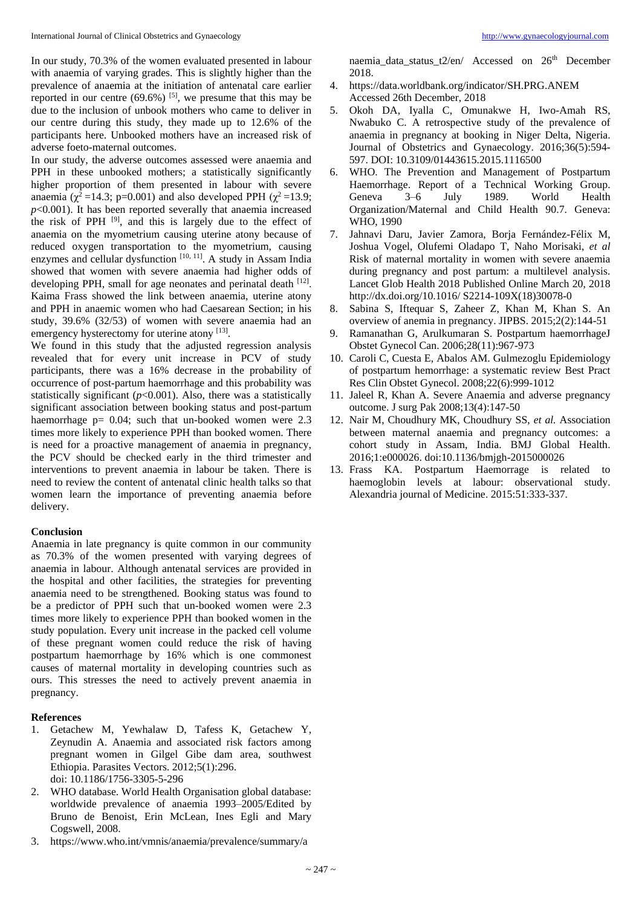In our study, 70.3% of the women evaluated presented in labour with anaemia of varying grades. This is slightly higher than the prevalence of anaemia at the initiation of antenatal care earlier reported in our centre (69.6%) [5], we presume that this may be due to the inclusion of unbook mothers who came to deliver in our centre during this study, they made up to 12.6% of the participants here. Unbooked mothers have an increased risk of adverse foeto-maternal outcomes.

In our study, the adverse outcomes assessed were anaemia and PPH in these unbooked mothers; a statistically significantly higher proportion of them presented in labour with severe anaemia ($\chi^2$ =14.3; p=0.001) and also developed PPH ($\chi^2$ =13.9; $p$<0.001). It has been reported severally that anaemia increased the risk of PPH [9], and this is largely due to the effect of anaemia on the myometrium causing uterine atony because of reduced oxygen transportation to the myometrium, causing enzymes and cellular dysfunction [10, 11]. A study in Assam India showed that women with severe anaemia had higher odds of developing PPH, small for age neonates and perinatal death [12]. Kaima Frass showed the link between anaemia, uterine atony and PPH in anaemic women who had Caesarean Section; in his study, 39.6% (32/53) of women with severe anaemia had an emergency hysterectomy for uterine atony [13].

We found in this study that the adjusted regression analysis revealed that for every unit increase in PCV of study participants, there was a 16% decrease in the probability of occurrence of post-partum haemorrhage and this probability was statistically significant ($p$<0.001). Also, there was a statistically significant association between booking status and post-partum haemorrhage p= 0.04; such that un-booked women were 2.3 times more likely to experience PPH than booked women. There is need for a proactive management of anaemia in pregnancy, the PCV should be checked early in the third trimester and interventions to prevent anaemia in labour be taken. There is need to review the content of antenatal clinic health talks so that women learn the importance of preventing anaemia before delivery.

## Conclusion

Anaemia in late pregnancy is quite common in our community as 70.3% of the women presented with varying degrees of anaemia in labour. Although antenatal services are provided in the hospital and other facilities, the strategies for preventing anaemia need to be strengthened. Booking status was found to be a predictor of PPH such that un-booked women were 2.3 times more likely to experience PPH than booked women in the study population. Every unit increase in the packed cell volume of these pregnant women could reduce the risk of having postpartum haemorrhage by 16% which is one commonest causes of maternal mortality in developing countries such as ours. This stresses the need to actively prevent anaemia in pregnancy.

## References

1. Getachew M, Yewhalaw D, Tafess K, Getachew Y, Zeynudin A. Anaemia and associated risk factors among pregnant women in Gilgel Gibe dam area, southwest Ethiopia. Parasites Vectors. 2012;5(1):296. doi: 10.1186/1756-3305-5-296
2. WHO database. World Health Organisation global database: worldwide prevalence of anaemia 1993–2005/Edited by Bruno de Benoist, Erin McLean, Ines Egli and Mary Cogswell, 2008.
3. https://www.who.int/vmnis/anaemia/prevalence/summary/anaemia_data_status_t2/en/ Accessed on 26th December 2018.
4. https://data.worldbank.org/indicator/SH.PRG.ANEM Accessed 26th December, 2018
5. Okoh DA, Iyalla C, Omunakwe H, Iwo-Amah RS, Nwabuko C. A retrospective study of the prevalence of anaemia in pregnancy at booking in Niger Delta, Nigeria. Journal of Obstetrics and Gynaecology. 2016;36(5):594-597. DOI: 10.3109/01443615.2015.1116500
6. WHO. The Prevention and Management of Postpartum Haemorrhage. Report of a Technical Working Group. Geneva 3–6 July 1989. World Health Organization/Maternal and Child Health 90.7. Geneva: WHO, 1990
7. Jahnavi Daru, Javier Zamora, Borja Fernández-Félix M, Joshua Vogel, Olufemi Oladapo T, Naho Morisaki, *et al* Risk of maternal mortality in women with severe anaemia during pregnancy and post partum: a multilevel analysis. Lancet Glob Health 2018 Published Online March 20, 2018 http://dx.doi.org/10.1016/ S2214-109X(18)30078-0
8. Sabina S, Iftequar S, Zaheer Z, Khan M, Khan S. An overview of anemia in pregnancy. JIPBS. 2015;2(2):144-51
9. Ramanathan G, Arulkumaran S. Postpartum haemorrhageJ Obstet Gynecol Can. 2006;28(11):967-973
10. Caroli C, Cuesta E, Abalos AM. Gulmezoglu Epidemiology of postpartum hemorrhage: a systematic review Best Pract Res Clin Obstet Gynecol. 2008;22(6):999-1012
11. Jaleel R, Khan A. Severe Anaemia and adverse pregnancy outcome. J surg Pak 2008;13(4):147-50
12. Nair M, Choudhury MK, Choudhury SS, *et al.* Association between maternal anaemia and pregnancy outcomes: a cohort study in Assam, India. BMJ Global Health. 2016;1:e000026. doi:10.1136/bmjgh-2015000026
13. Frass KA. Postpartum Haemorrage is related to haemoglobin levels at labour: observational study. Alexandria journal of Medicine. 2015:51:333-337.